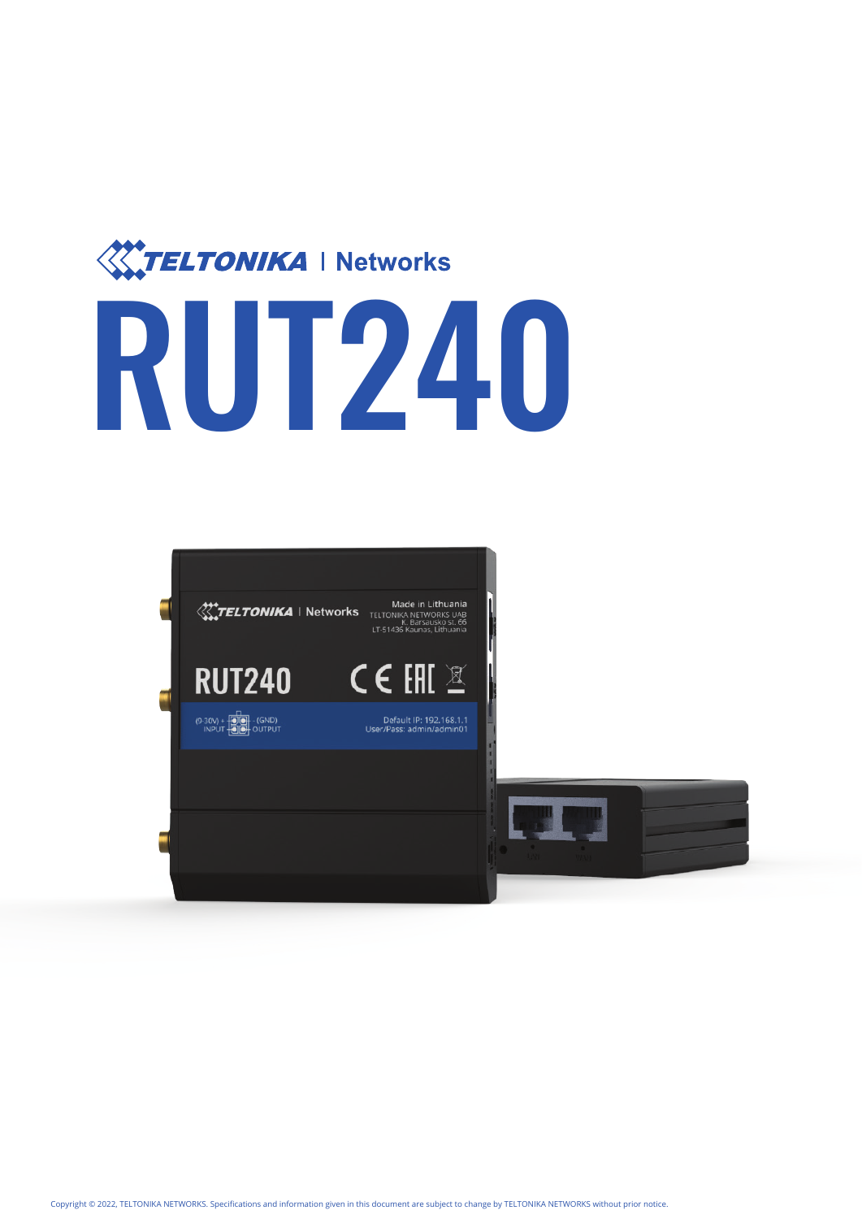TELTONIKA | Networks

# RUT240

Copyright © 2022, TELTONIKA NETWORKS. Specifications and information given in this document are subject to change by TELTONIKA NETWORKS without prior notice.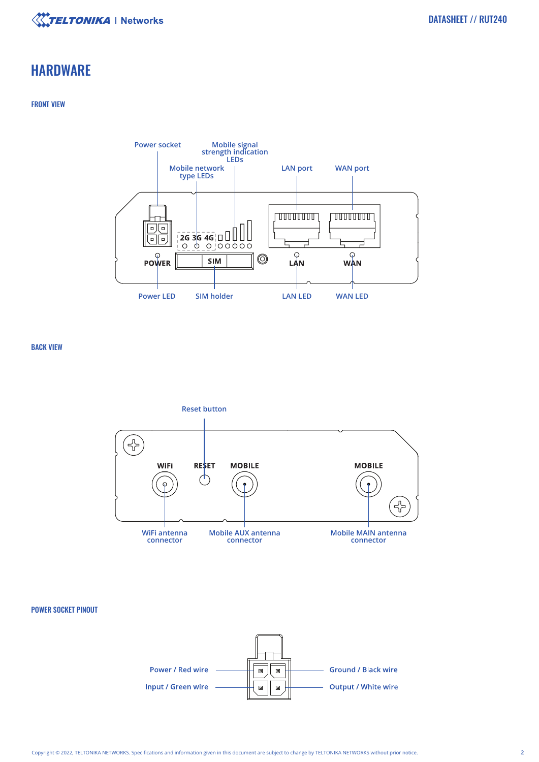# HARDWARE

## FRONT VIEW

Power socket

Mobile signal strength indication LEDs

Mobile network type LEDs

LAN port

WAN port

2G 3G 4G

POWER

SIM

LAN

WAN

Power LED

SIM holder

LAN LED

WAN LED

## BACK VIEW

Reset button

WiFi

RESET

MOBILE

MOBILE

WiFi antenna connector

Mobile AUX antenna connector

Mobile MAIN antenna connector

## POWER SOCKET PINOUT

Power / Red wire

Ground / Black wire

Input / Green wire

Output / White wire

Copyright © 2022, TELTONIKA NETWORKS. Specifications and information given in this document are subject to change by TELTONIKA NETWORKS without prior notice.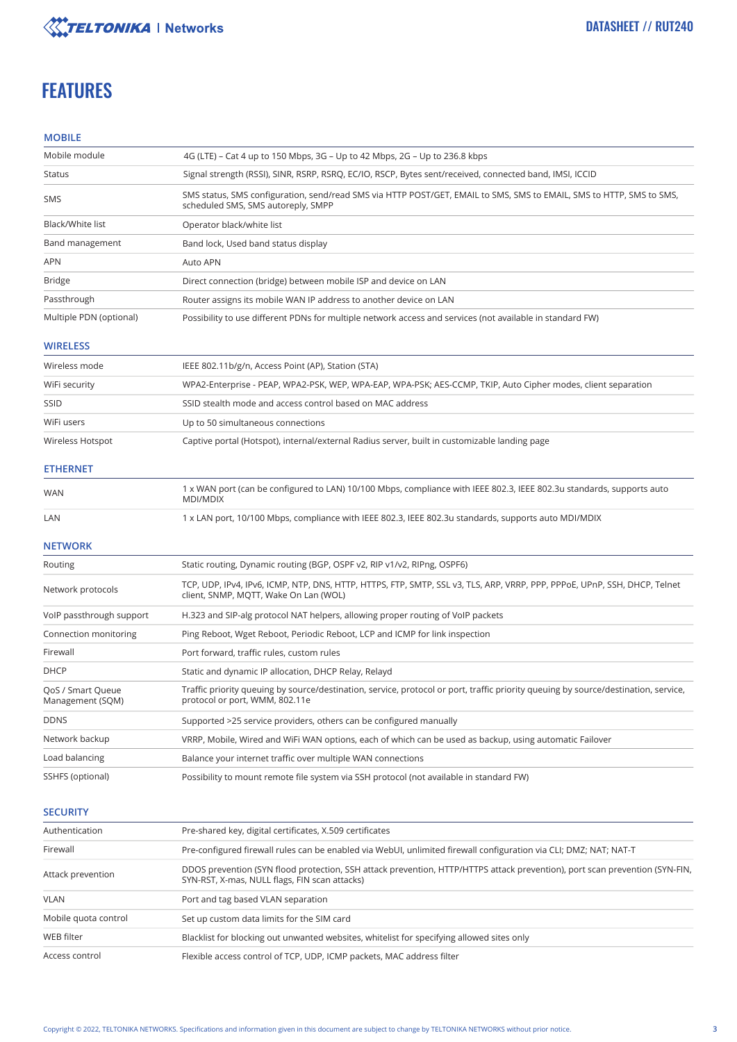# FEATURES

## MOBILE

| | |
|---|---|
| Mobile module | 4G (LTE) – Cat 4 up to 150 Mbps, 3G – Up to 42 Mbps, 2G – Up to 236.8 kbps |
| Status | Signal strength (RSSI), SINR, RSRP, RSRQ, EC/IO, RSCP, Bytes sent/received, connected band, IMSI, ICCID |
| SMS | SMS status, SMS configuration, send/read SMS via HTTP POST/GET, EMAIL to SMS, SMS to EMAIL, SMS to HTTP, SMS to SMS, scheduled SMS, SMS autoreply, SMPP |
| Black/White list | Operator black/white list |
| Band management | Band lock, Used band status display |
| APN | Auto APN |
| Bridge | Direct connection (bridge) between mobile ISP and device on LAN |
| Passthrough | Router assigns its mobile WAN IP address to another device on LAN |
| Multiple PDN (optional) | Possibility to use different PDNs for multiple network access and services (not available in standard FW) |

## WIRELESS

| | |
|---|---|
| Wireless mode | IEEE 802.11b/g/n, Access Point (AP), Station (STA) |
| WiFi security | WPA2-Enterprise - PEAP, WPA2-PSK, WEP, WPA-EAP, WPA-PSK; AES-CCMP, TKIP, Auto Cipher modes, client separation |
| SSID | SSID stealth mode and access control based on MAC address |
| WiFi users | Up to 50 simultaneous connections |
| Wireless Hotspot | Captive portal (Hotspot), internal/external Radius server, built in customizable landing page |

## ETHERNET

| | |
|---|---|
| WAN | 1 x WAN port (can be configured to LAN) 10/100 Mbps, compliance with IEEE 802.3, IEEE 802.3u standards, supports auto MDI/MDIX |
| LAN | 1 x LAN port, 10/100 Mbps, compliance with IEEE 802.3, IEEE 802.3u standards, supports auto MDI/MDIX |

## NETWORK

| | |
|---|---|
| Routing | Static routing, Dynamic routing (BGP, OSPF v2, RIP v1/v2, RIPng, OSPF6) |
| Network protocols | TCP, UDP, IPv4, IPv6, ICMP, NTP, DNS, HTTP, HTTPS, FTP, SMTP, SSL v3, TLS, ARP, VRRP, PPP, PPPoE, UPnP, SSH, DHCP, Telnet client, SNMP, MQTT, Wake On Lan (WOL) |
| VoIP passthrough support | H.323 and SIP-alg protocol NAT helpers, allowing proper routing of VoIP packets |
| Connection monitoring | Ping Reboot, Wget Reboot, Periodic Reboot, LCP and ICMP for link inspection |
| Firewall | Port forward, traffic rules, custom rules |
| DHCP | Static and dynamic IP allocation, DHCP Relay, Relayd |
| QoS / Smart Queue Management (SQM) | Traffic priority queuing by source/destination, service, protocol or port, traffic priority queuing by source/destination, service, protocol or port, WMM, 802.11e |
| DDNS | Supported >25 service providers, others can be configured manually |
| Network backup | VRRP, Mobile, Wired and WiFi WAN options, each of which can be used as backup, using automatic Failover |
| Load balancing | Balance your internet traffic over multiple WAN connections |
| SSHFS (optional) | Possibility to mount remote file system via SSH protocol (not available in standard FW) |

## SECURITY

| | |
|---|---|
| Authentication | Pre-shared key, digital certificates, X.509 certificates |
| Firewall | Pre-configured firewall rules can be enabled via WebUI, unlimited firewall configuration via CLI; DMZ; NAT; NAT-T |
| Attack prevention | DDOS prevention (SYN flood protection, SSH attack prevention, HTTP/HTTPS attack prevention), port scan prevention (SYN-FIN, SYN-RST, X-mas, NULL flags, FIN scan attacks) |
| VLAN | Port and tag based VLAN separation |
| Mobile quota control | Set up custom data limits for the SIM card |
| WEB filter | Blacklist for blocking out unwanted websites, whitelist for specifying allowed sites only |
| Access control | Flexible access control of TCP, UDP, ICMP packets, MAC address filter |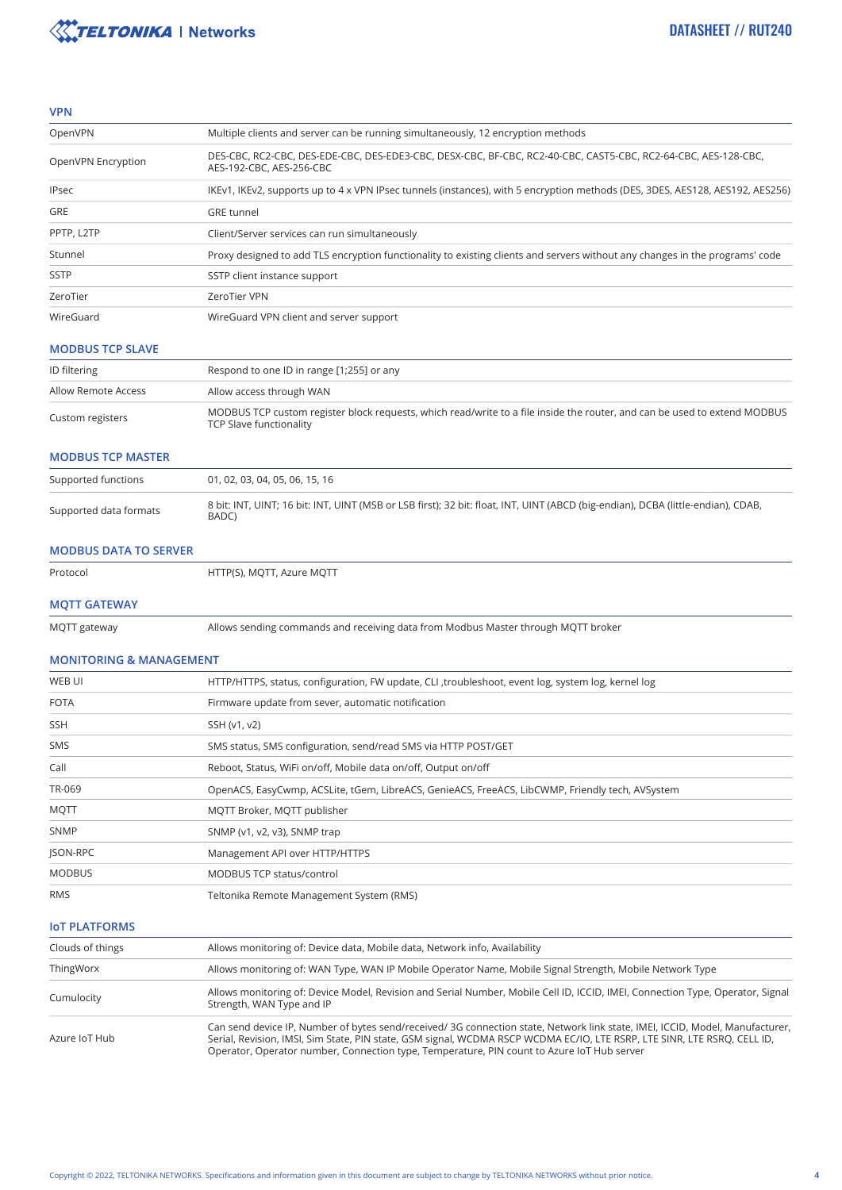## VPN

| | |
|---|---|
| OpenVPN | Multiple clients and server can be running simultaneously, 12 encryption methods |
| OpenVPN Encryption | DES-CBC, RC2-CBC, DES-EDE-CBC, DES-EDE3-CBC, DESX-CBC, BF-CBC, RC2-40-CBC, CAST5-CBC, RC2-64-CBC, AES-128-CBC, AES-192-CBC, AES-256-CBC |
| IPsec | IKEv1, IKEv2, supports up to 4 x VPN IPsec tunnels (instances), with 5 encryption methods (DES, 3DES, AES128, AES192, AES256) |
| GRE | GRE tunnel |
| PPTP, L2TP | Client/Server services can run simultaneously |
| Stunnel | Proxy designed to add TLS encryption functionality to existing clients and servers without any changes in the programs' code |
| SSTP | SSTP client instance support |
| ZeroTier | ZeroTier VPN |
| WireGuard | WireGuard VPN client and server support |

## MODBUS TCP SLAVE

| | |
|---|---|
| ID filtering | Respond to one ID in range [1;255] or any |
| Allow Remote Access | Allow access through WAN |
| Custom registers | MODBUS TCP custom register block requests, which read/write to a file inside the router, and can be used to extend MODBUS TCP Slave functionality |

## MODBUS TCP MASTER

| | |
|---|---|
| Supported functions | 01, 02, 03, 04, 05, 06, 15, 16 |
| Supported data formats | 8 bit: INT, UINT; 16 bit: INT, UINT (MSB or LSB first); 32 bit: float, INT, UINT (ABCD (big-endian), DCBA (little-endian), CDAB, BADC) |

## MODBUS DATA TO SERVER

| | |
|---|---|
| Protocol | HTTP(S), MQTT, Azure MQTT |

## MQTT GATEWAY

| | |
|---|---|
| MQTT gateway | Allows sending commands and receiving data from Modbus Master through MQTT broker |

## MONITORING & MANAGEMENT

| | |
|---|---|
| WEB UI | HTTP/HTTPS, status, configuration, FW update, CLI ,troubleshoot, event log, system log, kernel log |
| FOTA | Firmware update from sever, automatic notification |
| SSH | SSH (v1, v2) |
| SMS | SMS status, SMS configuration, send/read SMS via HTTP POST/GET |
| Call | Reboot, Status, WiFi on/off, Mobile data on/off, Output on/off |
| TR-069 | OpenACS, EasyCwmp, ACSLite, tGem, LibreACS, GenieACS, FreeACS, LibCWMP, Friendly tech, AVSystem |
| MQTT | MQTT Broker, MQTT publisher |
| SNMP | SNMP (v1, v2, v3), SNMP trap |
| JSON-RPC | Management API over HTTP/HTTPS |
| MODBUS | MODBUS TCP status/control |
| RMS | Teltonika Remote Management System (RMS) |

## IoT PLATFORMS

| | |
|---|---|
| Clouds of things | Allows monitoring of: Device data, Mobile data, Network info, Availability |
| ThingWorx | Allows monitoring of: WAN Type, WAN IP Mobile Operator Name, Mobile Signal Strength, Mobile Network Type |
| Cumulocity | Allows monitoring of: Device Model, Revision and Serial Number, Mobile Cell ID, ICCID, IMEI, Connection Type, Operator, Signal Strength, WAN Type and IP |
| Azure IoT Hub | Can send device IP, Number of bytes send/received/ 3G connection state, Network link state, IMEI, ICCID, Model, Manufacturer, Serial, Revision, IMSI, Sim State, PIN state, GSM signal, WCDMA RSCP WCDMA EC/IO, LTE RSRP, LTE SINR, LTE RSRQ, CELL ID, Operator, Operator number, Connection type, Temperature, PIN count to Azure IoT Hub server |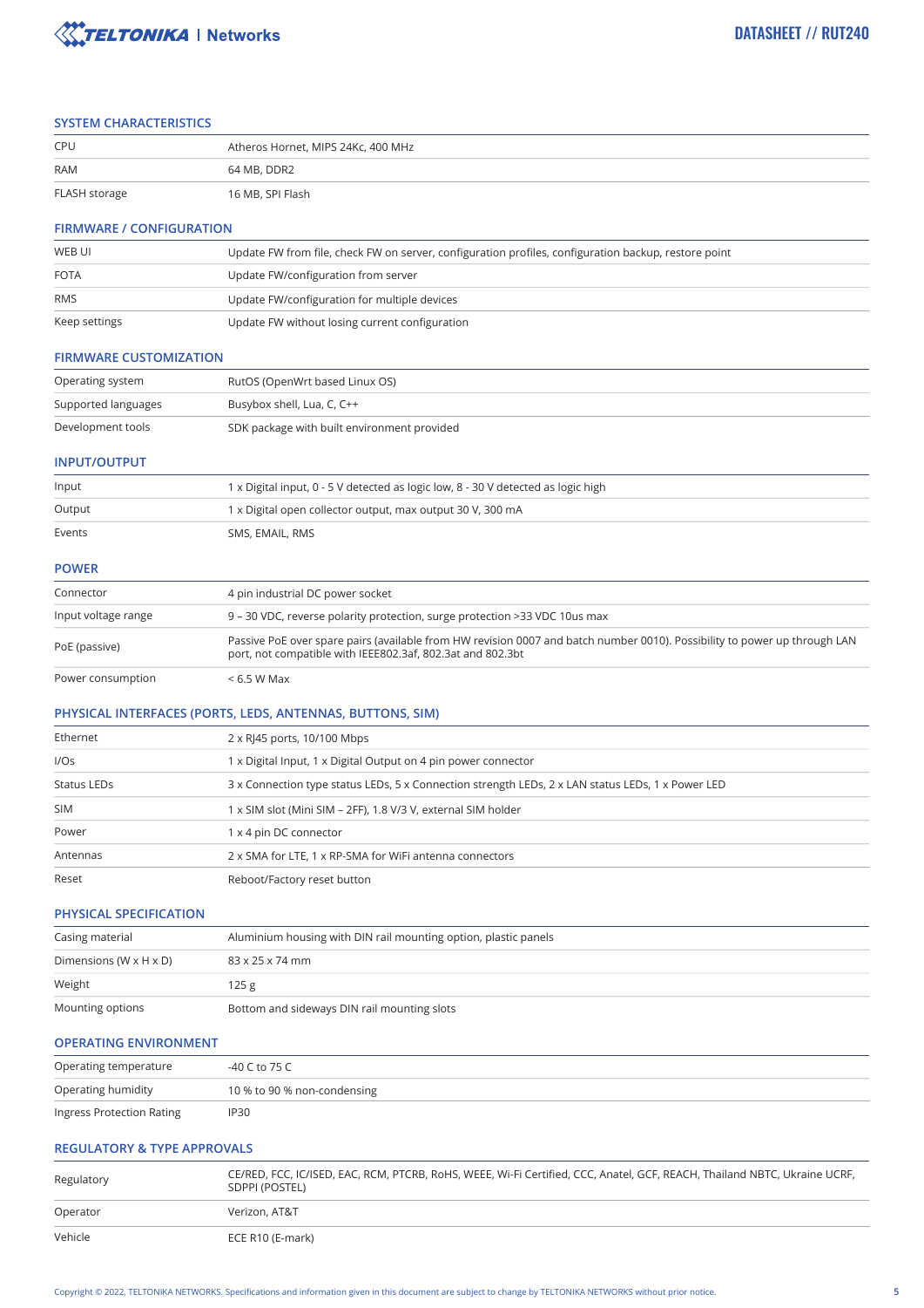## SYSTEM CHARACTERISTICS

| | |
|---|---|
| CPU | Atheros Hornet, MIPS 24Kc, 400 MHz |
| RAM | 64 MB, DDR2 |
| FLASH storage | 16 MB, SPI Flash |

## FIRMWARE / CONFIGURATION

| | |
|---|---|
| WEB UI | Update FW from file, check FW on server, configuration profiles, configuration backup, restore point |
| FOTA | Update FW/configuration from server |
| RMS | Update FW/configuration for multiple devices |
| Keep settings | Update FW without losing current configuration |

## FIRMWARE CUSTOMIZATION

| | |
|---|---|
| Operating system | RutOS (OpenWrt based Linux OS) |
| Supported languages | Busybox shell, Lua, C, C++ |
| Development tools | SDK package with built environment provided |

## INPUT/OUTPUT

| | |
|---|---|
| Input | 1 x Digital input, 0 - 5 V detected as logic low, 8 - 30 V detected as logic high |
| Output | 1 x Digital open collector output, max output 30 V, 300 mA |
| Events | SMS, EMAIL, RMS |

## POWER

| | |
|---|---|
| Connector | 4 pin industrial DC power socket |
| Input voltage range | 9 – 30 VDC, reverse polarity protection, surge protection >33 VDC 10us max |
| PoE (passive) | Passive PoE over spare pairs (available from HW revision 0007 and batch number 0010). Possibility to power up through LAN port, not compatible with IEEE802.3af, 802.3at and 802.3bt |
| Power consumption | < 6.5 W Max |

## PHYSICAL INTERFACES (PORTS, LEDS, ANTENNAS, BUTTONS, SIM)

| | |
|---|---|
| Ethernet | 2 x RJ45 ports, 10/100 Mbps |
| I/Os | 1 x Digital Input, 1 x Digital Output on 4 pin power connector |
| Status LEDs | 3 x Connection type status LEDs, 5 x Connection strength LEDs, 2 x LAN status LEDs, 1 x Power LED |
| SIM | 1 x SIM slot (Mini SIM – 2FF), 1.8 V/3 V, external SIM holder |
| Power | 1 x 4 pin DC connector |
| Antennas | 2 x SMA for LTE, 1 x RP-SMA for WiFi antenna connectors |
| Reset | Reboot/Factory reset button |

## PHYSICAL SPECIFICATION

| | |
|---|---|
| Casing material | Aluminium housing with DIN rail mounting option, plastic panels |
| Dimensions (W x H x D) | 83 x 25 x 74 mm |
| Weight | 125 g |
| Mounting options | Bottom and sideways DIN rail mounting slots |

## OPERATING ENVIRONMENT

| | |
|---|---|
| Operating temperature | -40 C to 75 C |
| Operating humidity | 10 % to 90 % non-condensing |
| Ingress Protection Rating | IP30 |

## REGULATORY & TYPE APPROVALS

| | |
|---|---|
| Regulatory | CE/RED, FCC, IC/ISED, EAC, RCM, PTCRB, RoHS, WEEE, Wi-Fi Certified, CCC, Anatel, GCF, REACH, Thailand NBTC, Ukraine UCRF, SDPPI (POSTEL) |
| Operator | Verizon, AT&T |
| Vehicle | ECE R10 (E-mark) |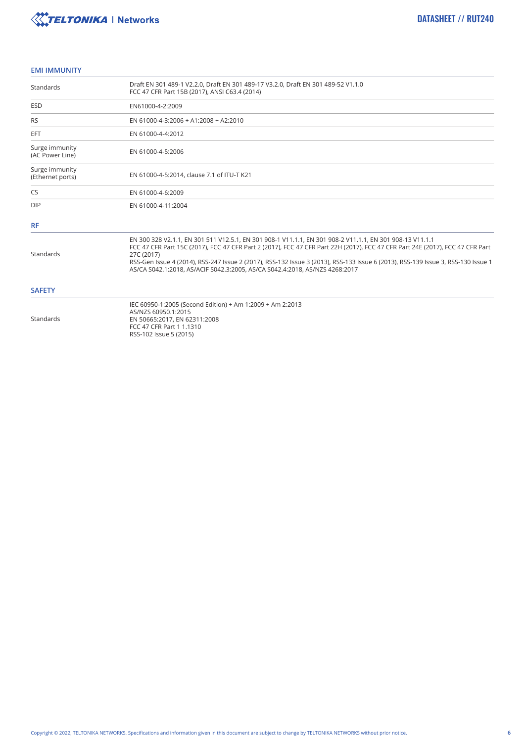## EMI IMMUNITY

| | |
|---|---|
| Standards | Draft EN 301 489-1 V2.2.0, Draft EN 301 489-17 V3.2.0, Draft EN 301 489-52 V1.1.0<br>FCC 47 CFR Part 15B (2017), ANSI C63.4 (2014) |
| ESD | EN61000-4-2:2009 |
| RS | EN 61000-4-3:2006 + A1:2008 + A2:2010 |
| EFT | EN 61000-4-4:2012 |
| Surge immunity (AC Power Line) | EN 61000-4-5:2006 |
| Surge immunity (Ethernet ports) | EN 61000-4-5:2014, clause 7.1 of ITU-T K21 |
| CS | EN 61000-4-6:2009 |
| DIP | EN 61000-4-11:2004 |

## RF

| | |
|---|---|
| Standards | EN 300 328 V2.1.1, EN 301 511 V12.5.1, EN 301 908-1 V11.1.1, EN 301 908-2 V11.1.1, EN 301 908-13 V11.1.1<br>FCC 47 CFR Part 15C (2017), FCC 47 CFR Part 2 (2017), FCC 47 CFR Part 22H (2017), FCC 47 CFR Part 24E (2017), FCC 47 CFR Part 27C (2017)<br>RSS-Gen Issue 4 (2014), RSS-247 Issue 2 (2017), RSS-132 Issue 3 (2013), RSS-133 Issue 6 (2013), RSS-139 Issue 3, RSS-130 Issue 1<br>AS/CA S042.1:2018, AS/ACIF S042.3:2005, AS/CA S042.4:2018, AS/NZS 4268:2017 |

## SAFETY

| | |
|---|---|
| Standards | IEC 60950-1:2005 (Second Edition) + Am 1:2009 + Am 2:2013<br>AS/NZS 60950.1:2015<br>EN 50665:2017, EN 62311:2008<br>FCC 47 CFR Part 1 1.1310<br>RSS-102 Issue 5 (2015) |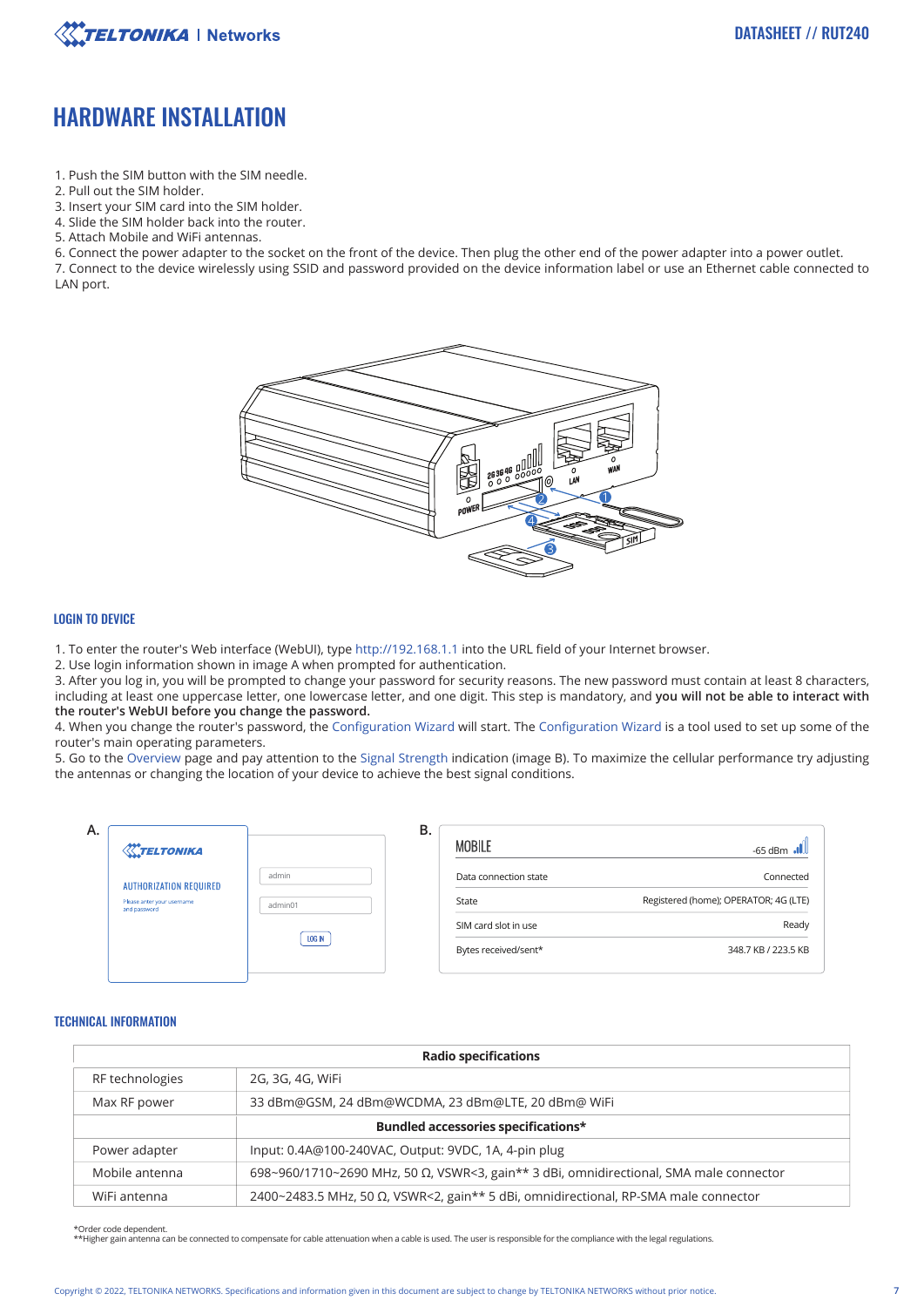# HARDWARE INSTALLATION

1. Push the SIM button with the SIM needle.
2. Pull out the SIM holder.
3. Insert your SIM card into the SIM holder.
4. Slide the SIM holder back into the router.
5. Attach Mobile and WiFi antennas.
6. Connect the power adapter to the socket on the front of the device. Then plug the other end of the power adapter into a power outlet.
7. Connect to the device wirelessly using SSID and password provided on the device information label or use an Ethernet cable connected to LAN port.

## LOGIN TO DEVICE

1. To enter the router's Web interface (WebUI), type http://192.168.1.1 into the URL field of your Internet browser.
2. Use login information shown in image A when prompted for authentication.
3. After you log in, you will be prompted to change your password for security reasons. The new password must contain at least 8 characters, including at least one uppercase letter, one lowercase letter, and one digit. This step is mandatory, and **you will not be able to interact with the router's WebUI before you change the password.**
4. When you change the router's password, the Configuration Wizard will start. The Configuration Wizard is a tool used to set up some of the router's main operating parameters.
5. Go to the Overview page and pay attention to the Signal Strength indication (image B). To maximize the cellular performance try adjusting the antennas or changing the location of your device to achieve the best signal conditions.

## TECHNICAL INFORMATION

| | Radio specifications |
|---|---|
| RF technologies | 2G, 3G, 4G, WiFi |
| Max RF power | 33 dBm@GSM, 24 dBm@WCDMA, 23 dBm@LTE, 20 dBm@ WiFi |
| | **Bundled accessories specifications*** |
| Power adapter | Input: 0.4A@100-240VAC, Output: 9VDC, 1A, 4-pin plug |
| Mobile antenna | 698~960/1710~2690 MHz, 50 Ω, VSWR<3, gain** 3 dBi, omnidirectional, SMA male connector |
| WiFi antenna | 2400~2483.5 MHz, 50 Ω, VSWR<2, gain** 5 dBi, omnidirectional, RP-SMA male connector |

*Order code dependent.
**Higher gain antenna can be connected to compensate for cable attenuation when a cable is used. The user is responsible for the compliance with the legal regulations.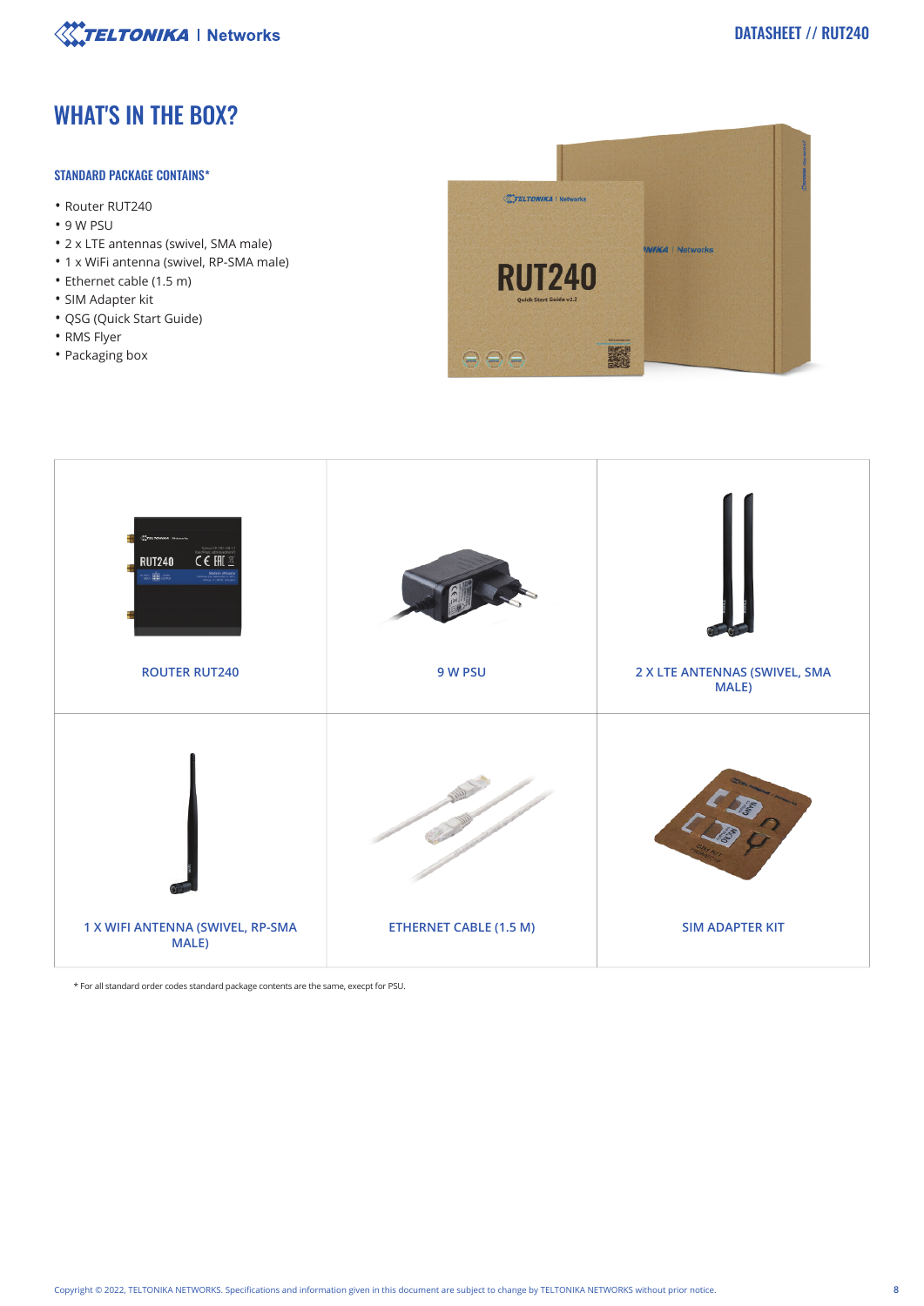# WHAT'S IN THE BOX?

## STANDARD PACKAGE CONTAINS*

- Router RUT240
- 9 W PSU
- 2 x LTE antennas (swivel, SMA male)
- 1 x WiFi antenna (swivel, RP-SMA male)
- Ethernet cable (1.5 m)
- SIM Adapter kit
- QSG (Quick Start Guide)
- RMS Flyer
- Packaging box

| ROUTER RUT240 | 9 W PSU | 2 X LTE ANTENNAS (SWIVEL, SMA MALE) |
|---|---|---|
| 1 X WIFI ANTENNA (SWIVEL, RP-SMA MALE) | ETHERNET CABLE (1.5 M) | SIM ADAPTER KIT |

* For all standard order codes standard package contents are the same, execpt for PSU.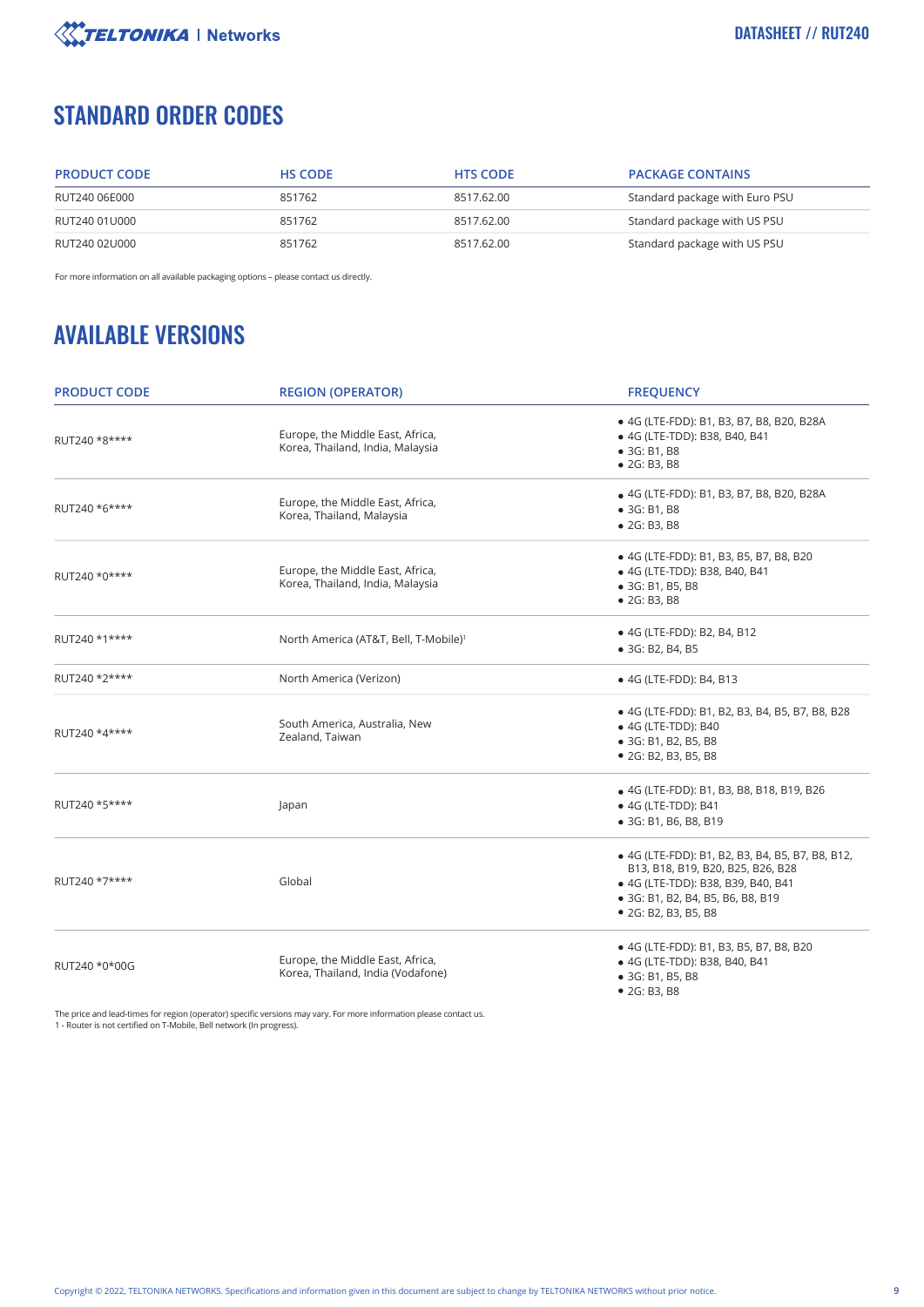## STANDARD ORDER CODES

| PRODUCT CODE | HS CODE | HTS CODE | PACKAGE CONTAINS |
|---|---|---|---|
| RUT240 06E000 | 851762 | 8517.62.00 | Standard package with Euro PSU |
| RUT240 01U000 | 851762 | 8517.62.00 | Standard package with US PSU |
| RUT240 02U000 | 851762 | 8517.62.00 | Standard package with US PSU |

For more information on all available packaging options – please contact us directly.

## AVAILABLE VERSIONS

| PRODUCT CODE | REGION (OPERATOR) | FREQUENCY |
|---|---|---|
| RUT240 *8**** | Europe, the Middle East, Africa, Korea, Thailand, India, Malaysia | • 4G (LTE-FDD): B1, B3, B7, B8, B20, B28A<br>• 4G (LTE-TDD): B38, B40, B41<br>• 3G: B1, B8<br>• 2G: B3, B8 |
| RUT240 *6**** | Europe, the Middle East, Africa, Korea, Thailand, Malaysia | • 4G (LTE-FDD): B1, B3, B7, B8, B20, B28A<br>• 3G: B1, B8<br>• 2G: B3, B8 |
| RUT240 *0**** | Europe, the Middle East, Africa, Korea, Thailand, India, Malaysia | • 4G (LTE-FDD): B1, B3, B5, B7, B8, B20<br>• 4G (LTE-TDD): B38, B40, B41<br>• 3G: B1, B5, B8<br>• 2G: B3, B8 |
| RUT240 *1**** | North America (AT&T, Bell, T-Mobile)[1] | • 4G (LTE-FDD): B2, B4, B12<br>• 3G: B2, B4, B5 |
| RUT240 *2**** | North America (Verizon) | • 4G (LTE-FDD): B4, B13 |
| RUT240 *4**** | South America, Australia, New Zealand, Taiwan | • 4G (LTE-FDD): B1, B2, B3, B4, B5, B7, B8, B28<br>• 4G (LTE-TDD): B40<br>• 3G: B1, B2, B5, B8<br>• 2G: B2, B3, B5, B8 |
| RUT240 *5**** | Japan | • 4G (LTE-FDD): B1, B3, B8, B18, B19, B26<br>• 4G (LTE-TDD): B41<br>• 3G: B1, B6, B8, B19 |
| RUT240 *7**** | Global | • 4G (LTE-FDD): B1, B2, B3, B4, B5, B7, B8, B12, B13, B18, B19, B20, B25, B26, B28<br>• 4G (LTE-TDD): B38, B39, B40, B41<br>• 3G: B1, B2, B4, B5, B6, B8, B19<br>• 2G: B2, B3, B5, B8 |
| RUT240 *0*00G | Europe, the Middle East, Africa, Korea, Thailand, India (Vodafone) | • 4G (LTE-FDD): B1, B3, B5, B7, B8, B20<br>• 4G (LTE-TDD): B38, B40, B41<br>• 3G: B1, B5, B8<br>• 2G: B3, B8 |

The price and lead-times for region (operator) specific versions may vary. For more information please contact us.
1 - Router is not certified on T-Mobile, Bell network (In progress).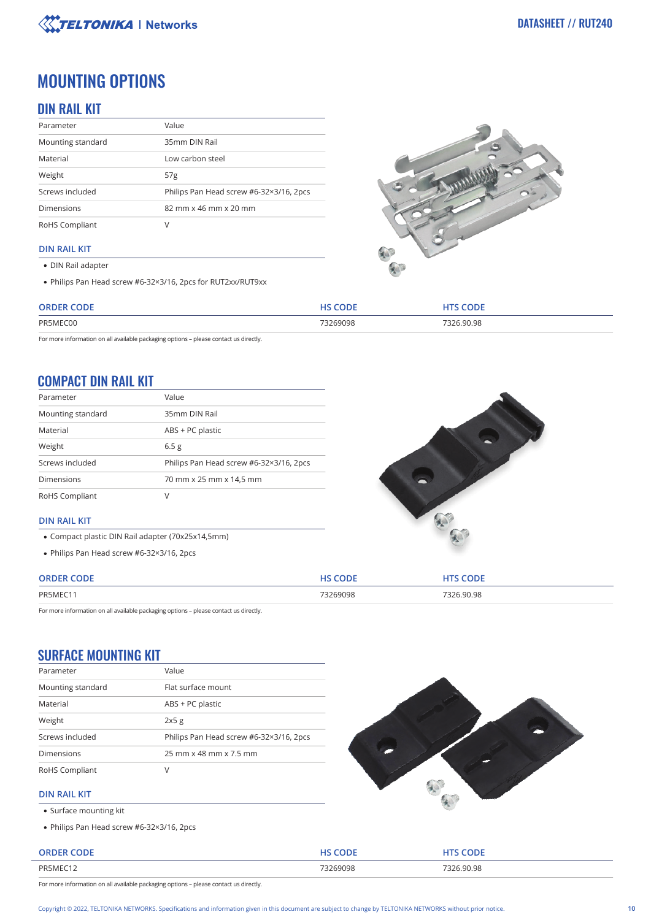# MOUNTING OPTIONS

## DIN RAIL KIT

| Parameter | Value |
|---|---|
| Mounting standard | 35mm DIN Rail |
| Material | Low carbon steel |
| Weight | 57g |
| Screws included | Philips Pan Head screw #6-32×3/16, 2pcs |
| Dimensions | 82 mm x 46 mm x 20 mm |
| RoHS Compliant | V |

### DIN RAIL KIT

- DIN Rail adapter
- Philips Pan Head screw #6-32×3/16, 2pcs for RUT2xx/RUT9xx

| ORDER CODE | HS CODE | HTS CODE |
|---|---|---|
| PR5MEC00 | 73269098 | 7326.90.98 |

For more information on all available packaging options – please contact us directly.

## COMPACT DIN RAIL KIT

| Parameter | Value |
|---|---|
| Mounting standard | 35mm DIN Rail |
| Material | ABS + PC plastic |
| Weight | 6.5 g |
| Screws included | Philips Pan Head screw #6-32×3/16, 2pcs |
| Dimensions | 70 mm x 25 mm x 14,5 mm |
| RoHS Compliant | V |

### DIN RAIL KIT

- Compact plastic DIN Rail adapter (70x25x14,5mm)
- Philips Pan Head screw #6-32×3/16, 2pcs

| ORDER CODE | HS CODE | HTS CODE |
|---|---|---|
| PR5MEC11 | 73269098 | 7326.90.98 |

For more information on all available packaging options – please contact us directly.

## SURFACE MOUNTING KIT

| Parameter | Value |
|---|---|
| Mounting standard | Flat surface mount |
| Material | ABS + PC plastic |
| Weight | 2x5 g |
| Screws included | Philips Pan Head screw #6-32×3/16, 2pcs |
| Dimensions | 25 mm x 48 mm x 7.5 mm |
| RoHS Compliant | V |

### DIN RAIL KIT

- Surface mounting kit
- Philips Pan Head screw #6-32×3/16, 2pcs

| ORDER CODE | HS CODE | HTS CODE |
|---|---|---|
| PR5MEC12 | 73269098 | 7326.90.98 |

For more information on all available packaging options – please contact us directly.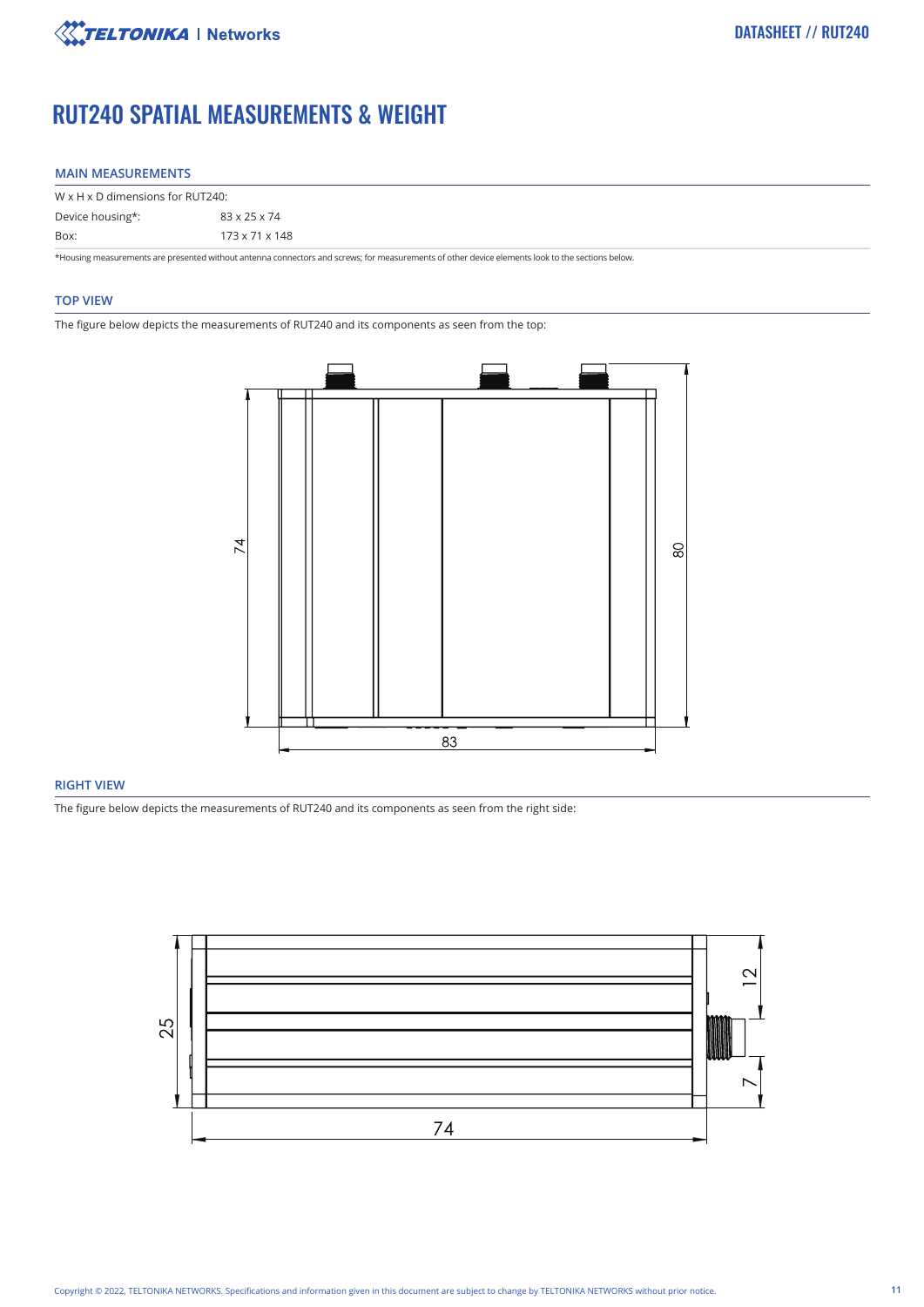# RUT240 SPATIAL MEASUREMENTS & WEIGHT

## MAIN MEASUREMENTS

| W x H x D dimensions for RUT240: | |
|---|---|
| Device housing*: | 83 x 25 x 74 |
| Box: | 173 x 71 x 148 |

*Housing measurements are presented without antenna connectors and screws; for measurements of other device elements look to the sections below.

## TOP VIEW

The figure below depicts the measurements of RUT240 and its components as seen from the top:

## RIGHT VIEW

The figure below depicts the measurements of RUT240 and its components as seen from the right side: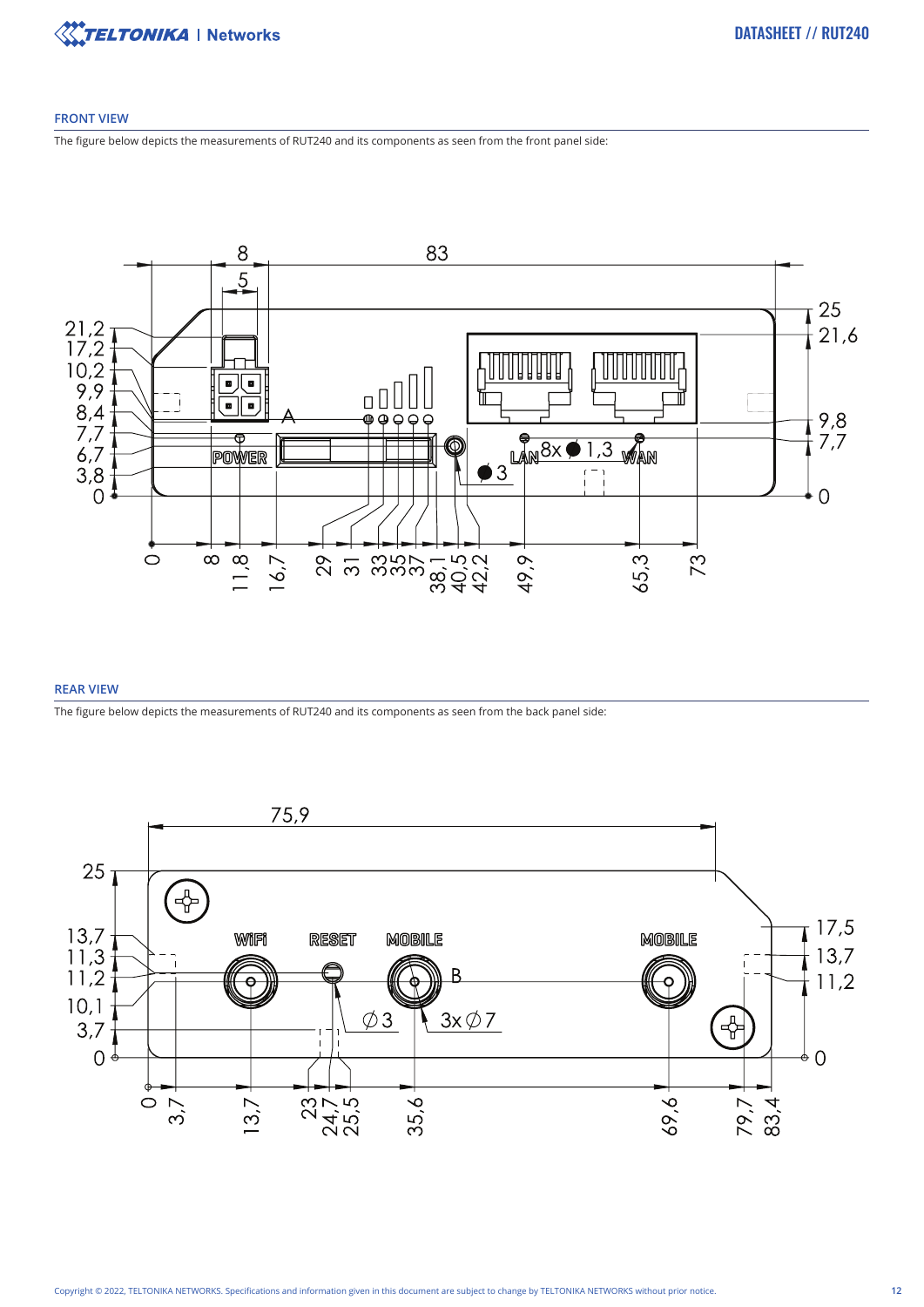## FRONT VIEW

The figure below depicts the measurements of RUT240 and its components as seen from the front panel side:

## REAR VIEW

The figure below depicts the measurements of RUT240 and its components as seen from the back panel side: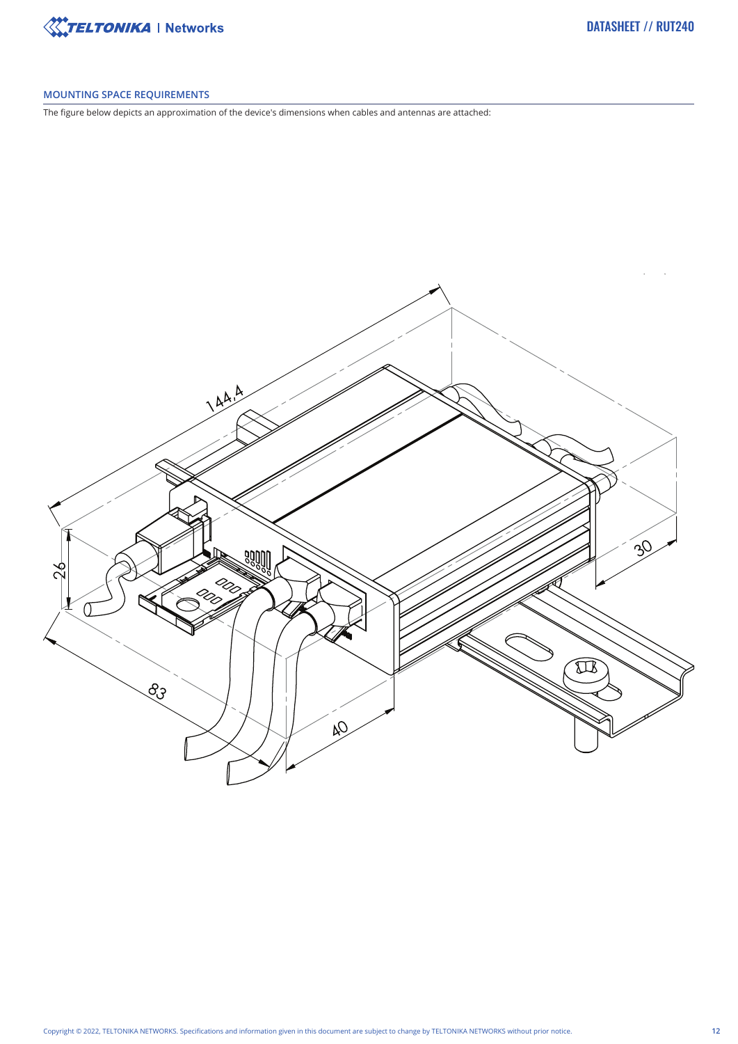## MOUNTING SPACE REQUIREMENTS

The figure below depicts an approximation of the device's dimensions when cables and antennas are attached: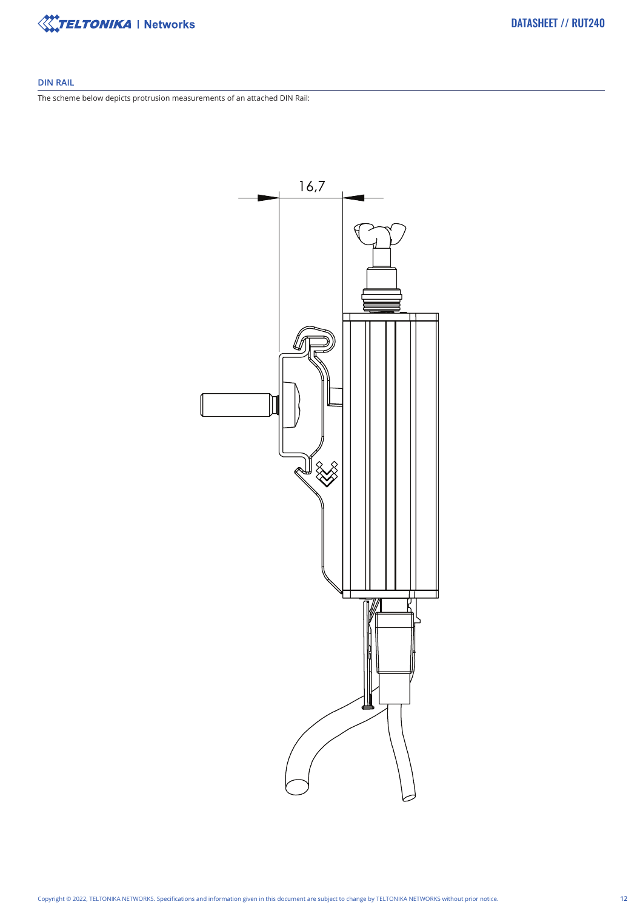## DIN RAIL

The scheme below depicts protrusion measurements of an attached DIN Rail:

16,7